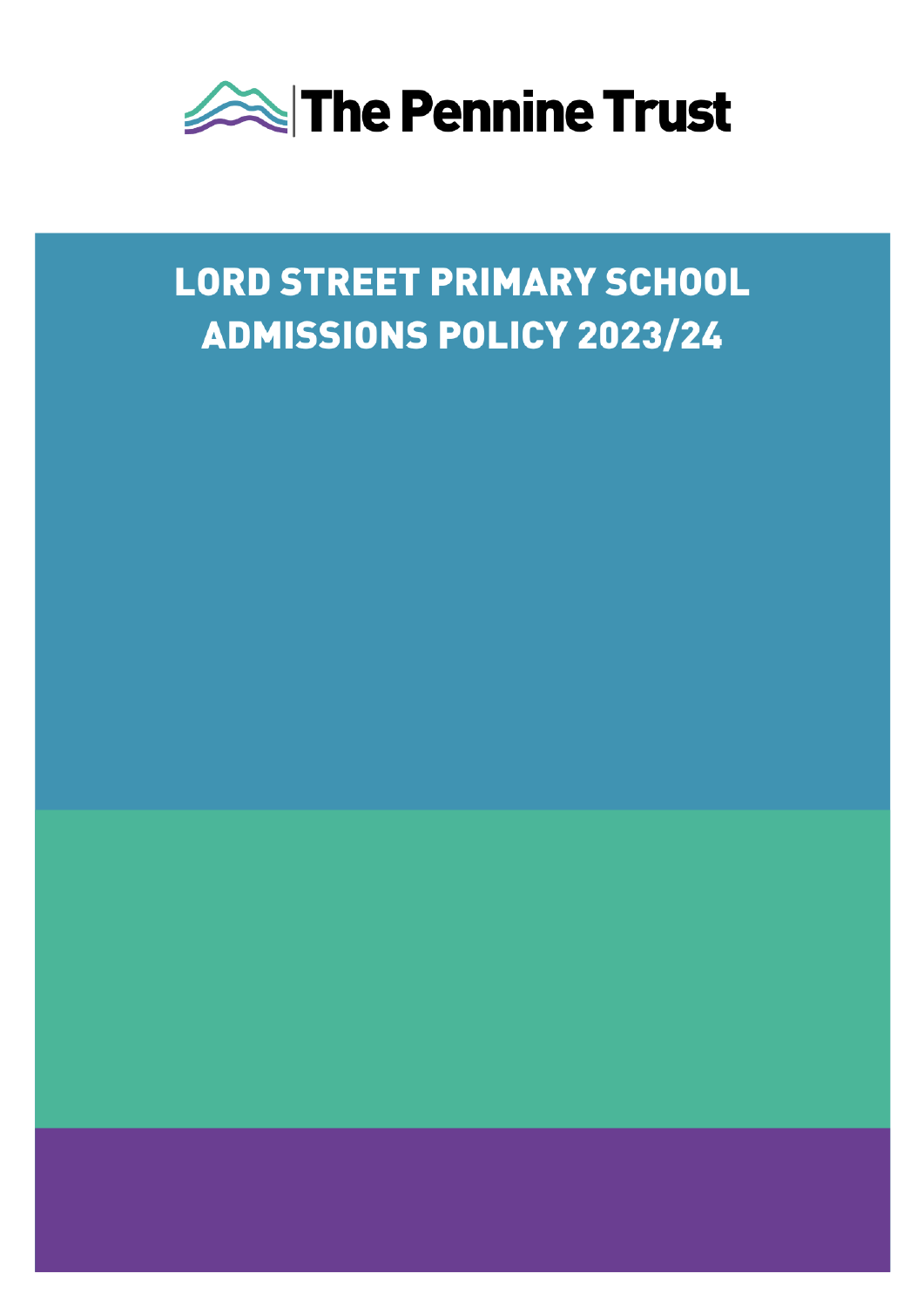The Pennine Trust

# LORD STREET PRIMARY SCHOOL ADMISSIONS POLICY 2023/24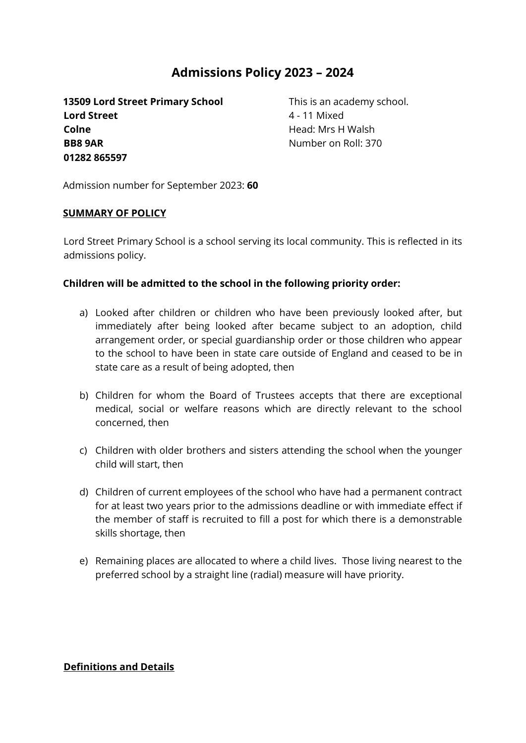# Admissions Policy 2023 – 2024

**13509 Lord Street Primary School**
**Lord Street**
**Colne**
**BB8 9AR**
**01282 865597**

This is an academy school.
4 - 11 Mixed
Head: Mrs H Walsh
Number on Roll: 370

Admission number for September 2023: **60**

## SUMMARY OF POLICY

Lord Street Primary School is a school serving its local community. This is reflected in its admissions policy.

**Children will be admitted to the school in the following priority order:**

a) Looked after children or children who have been previously looked after, but immediately after being looked after became subject to an adoption, child arrangement order, or special guardianship order or those children who appear to the school to have been in state care outside of England and ceased to be in state care as a result of being adopted, then

b) Children for whom the Board of Trustees accepts that there are exceptional medical, social or welfare reasons which are directly relevant to the school concerned, then

c) Children with older brothers and sisters attending the school when the younger child will start, then

d) Children of current employees of the school who have had a permanent contract for at least two years prior to the admissions deadline or with immediate effect if the member of staff is recruited to fill a post for which there is a demonstrable skills shortage, then

e) Remaining places are allocated to where a child lives. Those living nearest to the preferred school by a straight line (radial) measure will have priority.

## Definitions and Details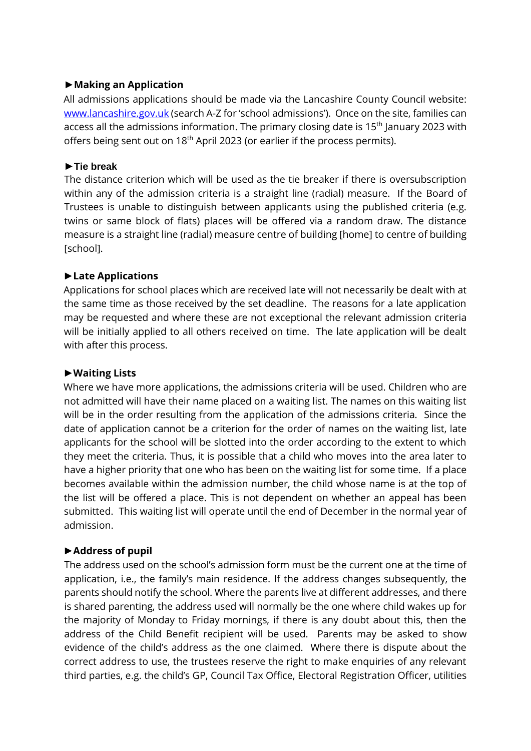### ►Making an Application

All admissions applications should be made via the Lancashire County Council website: [www.lancashire.gov.uk](http://www.lancashire.gov.uk) (search A-Z for 'school admissions'). Once on the site, families can access all the admissions information. The primary closing date is 15th January 2023 with offers being sent out on 18th April 2023 (or earlier if the process permits).

### ►Tie break

The distance criterion which will be used as the tie breaker if there is oversubscription within any of the admission criteria is a straight line (radial) measure. If the Board of Trustees is unable to distinguish between applicants using the published criteria (e.g. twins or same block of flats) places will be offered via a random draw. The distance measure is a straight line (radial) measure centre of building [home] to centre of building [school].

### ►Late Applications

Applications for school places which are received late will not necessarily be dealt with at the same time as those received by the set deadline. The reasons for a late application may be requested and where these are not exceptional the relevant admission criteria will be initially applied to all others received on time. The late application will be dealt with after this process.

### ►Waiting Lists

Where we have more applications, the admissions criteria will be used. Children who are not admitted will have their name placed on a waiting list. The names on this waiting list will be in the order resulting from the application of the admissions criteria. Since the date of application cannot be a criterion for the order of names on the waiting list, late applicants for the school will be slotted into the order according to the extent to which they meet the criteria. Thus, it is possible that a child who moves into the area later to have a higher priority that one who has been on the waiting list for some time. If a place becomes available within the admission number, the child whose name is at the top of the list will be offered a place. This is not dependent on whether an appeal has been submitted. This waiting list will operate until the end of December in the normal year of admission.

### ►Address of pupil

The address used on the school's admission form must be the current one at the time of application, i.e., the family's main residence. If the address changes subsequently, the parents should notify the school. Where the parents live at different addresses, and there is shared parenting, the address used will normally be the one where child wakes up for the majority of Monday to Friday mornings, if there is any doubt about this, then the address of the Child Benefit recipient will be used. Parents may be asked to show evidence of the child's address as the one claimed. Where there is dispute about the correct address to use, the trustees reserve the right to make enquiries of any relevant third parties, e.g. the child's GP, Council Tax Office, Electoral Registration Officer, utilities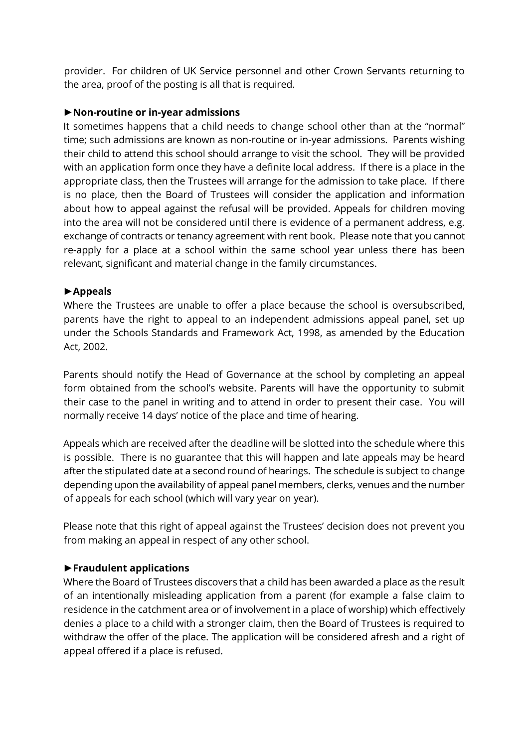provider. For children of UK Service personnel and other Crown Servants returning to the area, proof of the posting is all that is required.

### ►Non-routine or in-year admissions

It sometimes happens that a child needs to change school other than at the "normal" time; such admissions are known as non-routine or in-year admissions. Parents wishing their child to attend this school should arrange to visit the school. They will be provided with an application form once they have a definite local address. If there is a place in the appropriate class, then the Trustees will arrange for the admission to take place. If there is no place, then the Board of Trustees will consider the application and information about how to appeal against the refusal will be provided. Appeals for children moving into the area will not be considered until there is evidence of a permanent address, e.g. exchange of contracts or tenancy agreement with rent book. Please note that you cannot re-apply for a place at a school within the same school year unless there has been relevant, significant and material change in the family circumstances.

### ►Appeals

Where the Trustees are unable to offer a place because the school is oversubscribed, parents have the right to appeal to an independent admissions appeal panel, set up under the Schools Standards and Framework Act, 1998, as amended by the Education Act, 2002.

Parents should notify the Head of Governance at the school by completing an appeal form obtained from the school's website. Parents will have the opportunity to submit their case to the panel in writing and to attend in order to present their case. You will normally receive 14 days' notice of the place and time of hearing.

Appeals which are received after the deadline will be slotted into the schedule where this is possible. There is no guarantee that this will happen and late appeals may be heard after the stipulated date at a second round of hearings. The schedule is subject to change depending upon the availability of appeal panel members, clerks, venues and the number of appeals for each school (which will vary year on year).

Please note that this right of appeal against the Trustees' decision does not prevent you from making an appeal in respect of any other school.

### ►Fraudulent applications

Where the Board of Trustees discovers that a child has been awarded a place as the result of an intentionally misleading application from a parent (for example a false claim to residence in the catchment area or of involvement in a place of worship) which effectively denies a place to a child with a stronger claim, then the Board of Trustees is required to withdraw the offer of the place. The application will be considered afresh and a right of appeal offered if a place is refused.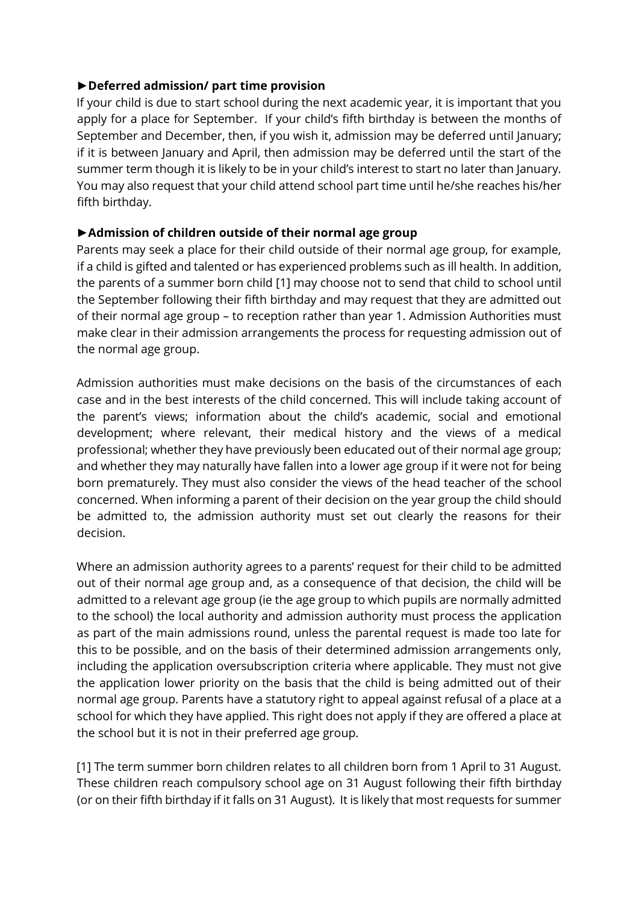**►Deferred admission/ part time provision**

If your child is due to start school during the next academic year, it is important that you apply for a place for September. If your child's fifth birthday is between the months of September and December, then, if you wish it, admission may be deferred until January; if it is between January and April, then admission may be deferred until the start of the summer term though it is likely to be in your child's interest to start no later than January. You may also request that your child attend school part time until he/she reaches his/her fifth birthday.

**►Admission of children outside of their normal age group**

Parents may seek a place for their child outside of their normal age group, for example, if a child is gifted and talented or has experienced problems such as ill health. In addition, the parents of a summer born child [1] may choose not to send that child to school until the September following their fifth birthday and may request that they are admitted out of their normal age group – to reception rather than year 1. Admission Authorities must make clear in their admission arrangements the process for requesting admission out of the normal age group.

Admission authorities must make decisions on the basis of the circumstances of each case and in the best interests of the child concerned. This will include taking account of the parent's views; information about the child's academic, social and emotional development; where relevant, their medical history and the views of a medical professional; whether they have previously been educated out of their normal age group; and whether they may naturally have fallen into a lower age group if it were not for being born prematurely. They must also consider the views of the head teacher of the school concerned. When informing a parent of their decision on the year group the child should be admitted to, the admission authority must set out clearly the reasons for their decision.

Where an admission authority agrees to a parents' request for their child to be admitted out of their normal age group and, as a consequence of that decision, the child will be admitted to a relevant age group (ie the age group to which pupils are normally admitted to the school) the local authority and admission authority must process the application as part of the main admissions round, unless the parental request is made too late for this to be possible, and on the basis of their determined admission arrangements only, including the application oversubscription criteria where applicable. They must not give the application lower priority on the basis that the child is being admitted out of their normal age group. Parents have a statutory right to appeal against refusal of a place at a school for which they have applied. This right does not apply if they are offered a place at the school but it is not in their preferred age group.

[1] The term summer born children relates to all children born from 1 April to 31 August. These children reach compulsory school age on 31 August following their fifth birthday (or on their fifth birthday if it falls on 31 August). It is likely that most requests for summer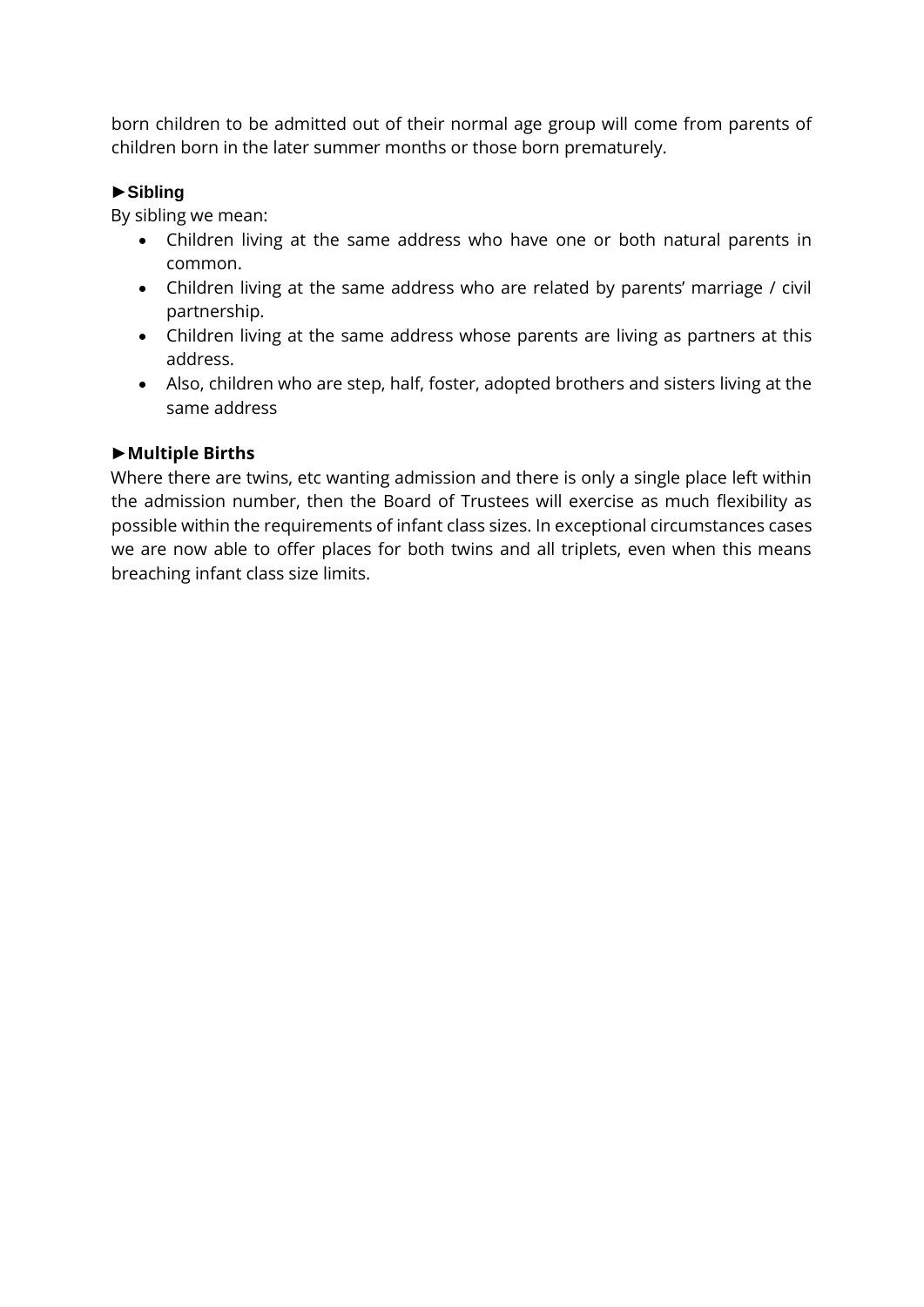born children to be admitted out of their normal age group will come from parents of children born in the later summer months or those born prematurely.

**►Sibling**

By sibling we mean:

- Children living at the same address who have one or both natural parents in common.
- Children living at the same address who are related by parents' marriage / civil partnership.
- Children living at the same address whose parents are living as partners at this address.
- Also, children who are step, half, foster, adopted brothers and sisters living at the same address

**►Multiple Births**

Where there are twins, etc wanting admission and there is only a single place left within the admission number, then the Board of Trustees will exercise as much flexibility as possible within the requirements of infant class sizes. In exceptional circumstances cases we are now able to offer places for both twins and all triplets, even when this means breaching infant class size limits.